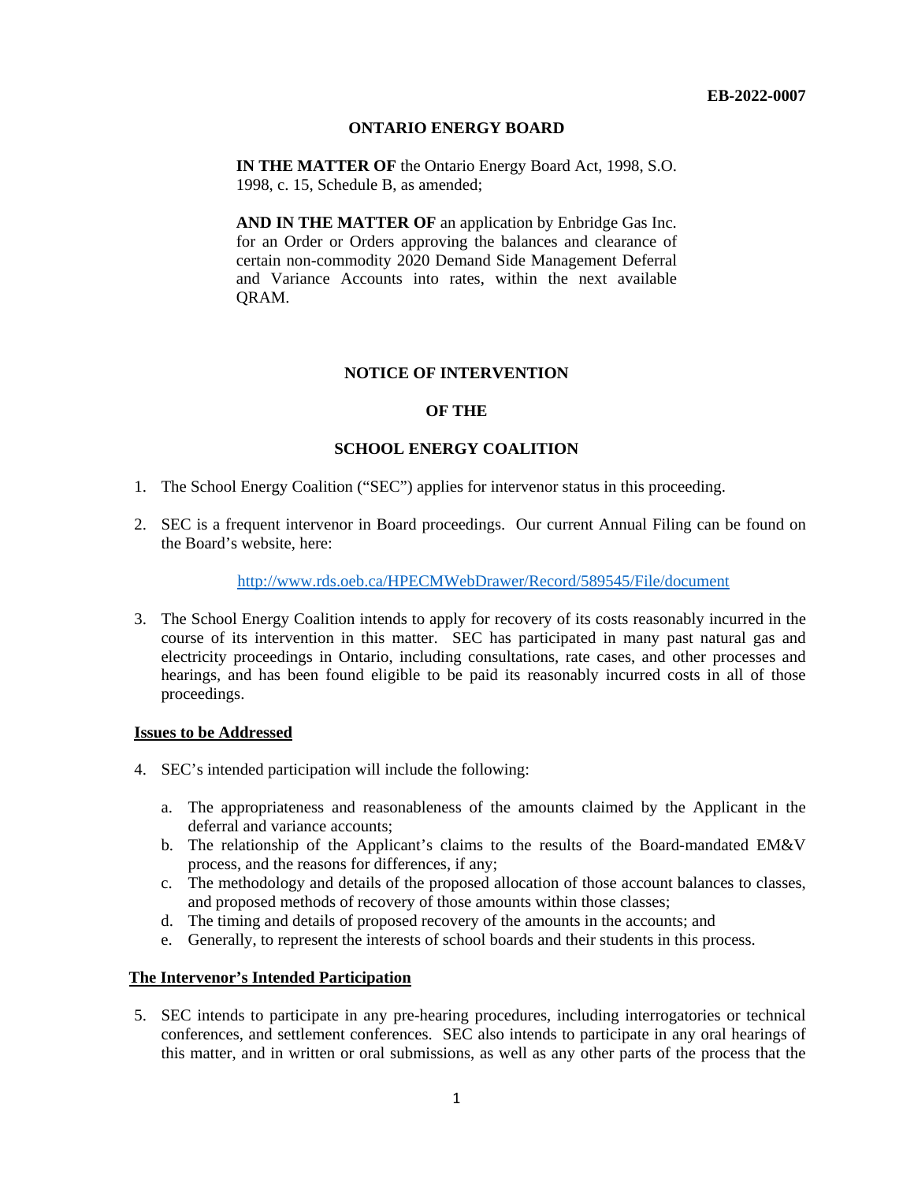**EB-2022-0007**

**ONTARIO ENERGY BOARD**

**IN THE MATTER OF** the Ontario Energy Board Act, 1998, S.O. 1998, c. 15, Schedule B, as amended;

**AND IN THE MATTER OF** an application by Enbridge Gas Inc. for an Order or Orders approving the balances and clearance of certain non-commodity 2020 Demand Side Management Deferral and Variance Accounts into rates, within the next available QRAM.

**NOTICE OF INTERVENTION**

**OF THE**

**SCHOOL ENERGY COALITION**

1. The School Energy Coalition ("SEC") applies for intervenor status in this proceeding.

2. SEC is a frequent intervenor in Board proceedings. Our current Annual Filing can be found on the Board's website, here:

   http://www.rds.oeb.ca/HPECMWebDrawer/Record/589545/File/document

3. The School Energy Coalition intends to apply for recovery of its costs reasonably incurred in the course of its intervention in this matter. SEC has participated in many past natural gas and electricity proceedings in Ontario, including consultations, rate cases, and other processes and hearings, and has been found eligible to be paid its reasonably incurred costs in all of those proceedings.

**<u>Issues to be Addressed</u>**

4. SEC's intended participation will include the following:

   a. The appropriateness and reasonableness of the amounts claimed by the Applicant in the deferral and variance accounts;
   b. The relationship of the Applicant's claims to the results of the Board-mandated EM&V process, and the reasons for differences, if any;
   c. The methodology and details of the proposed allocation of those account balances to classes, and proposed methods of recovery of those amounts within those classes;
   d. The timing and details of proposed recovery of the amounts in the accounts; and
   e. Generally, to represent the interests of school boards and their students in this process.

**<u>The Intervenor's Intended Participation</u>**

5. SEC intends to participate in any pre-hearing procedures, including interrogatories or technical conferences, and settlement conferences. SEC also intends to participate in any oral hearings of this matter, and in written or oral submissions, as well as any other parts of the process that the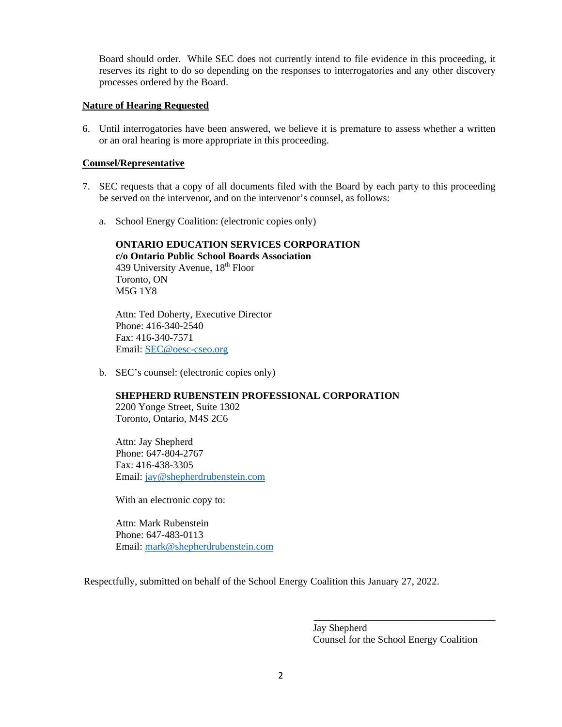Board should order. While SEC does not currently intend to file evidence in this proceeding, it reserves its right to do so depending on the responses to interrogatories and any other discovery processes ordered by the Board.

**Nature of Hearing Requested**

6. Until interrogatories have been answered, we believe it is premature to assess whether a written or an oral hearing is more appropriate in this proceeding.

**Counsel/Representative**

7. SEC requests that a copy of all documents filed with the Board by each party to this proceeding be served on the intervenor, and on the intervenor's counsel, as follows:

   a. School Energy Coalition: (electronic copies only)

      **ONTARIO EDUCATION SERVICES CORPORATION**
      **c/o Ontario Public School Boards Association**
      439 University Avenue, 18th Floor
      Toronto, ON
      M5G 1Y8

      Attn: Ted Doherty, Executive Director
      Phone: 416-340-2540
      Fax: 416-340-7571
      Email: SEC@oesc-cseo.org

   b. SEC's counsel: (electronic copies only)

      **SHEPHERD RUBENSTEIN PROFESSIONAL CORPORATION**
      2200 Yonge Street, Suite 1302
      Toronto, Ontario, M4S 2C6

      Attn: Jay Shepherd
      Phone: 647-804-2767
      Fax: 416-438-3305
      Email: jay@shepherdrubenstein.com

      With an electronic copy to:

      Attn: Mark Rubenstein
      Phone: 647-483-0113
      Email: mark@shepherdrubenstein.com

Respectfully, submitted on behalf of the School Energy Coalition this January 27, 2022.

\_\_\_\_\_\_\_\_\_\_\_\_\_\_\_\_\_\_\_\_\_\_\_\_\_\_\_\_\_\_\_\_\_\_\_\_
Jay Shepherd
Counsel for the School Energy Coalition